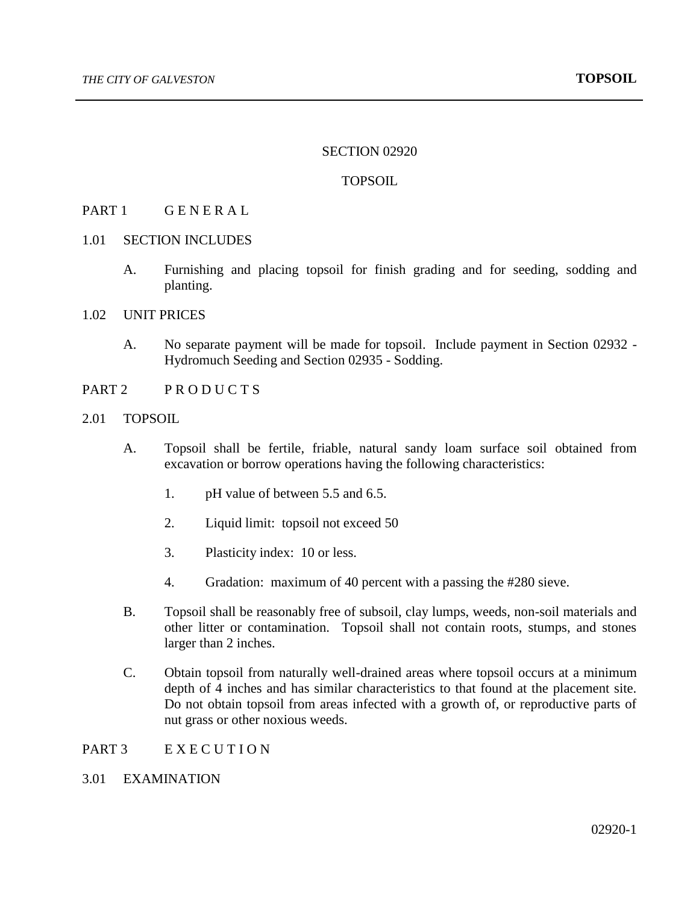# SECTION 02920

# TOPSOIL

## PART 1 G E N E R A L

### 1.01 SECTION INCLUDES

A. Furnishing and placing topsoil for finish grading and for seeding, sodding and planting.

### 1.02 UNIT PRICES

A. No separate payment will be made for topsoil. Include payment in Section 02932 - Hydromuch Seeding and Section 02935 - Sodding.

## PART 2 P R O D U C T S

### 2.01 TOPSOIL

A. Topsoil shall be fertile, friable, natural sandy loam surface soil obtained from excavation or borrow operations having the following characteristics:

1. pH value of between 5.5 and 6.5.

2. Liquid limit: topsoil not exceed 50

3. Plasticity index: 10 or less.

4. Gradation: maximum of 40 percent with a passing the #280 sieve.

B. Topsoil shall be reasonably free of subsoil, clay lumps, weeds, non-soil materials and other litter or contamination. Topsoil shall not contain roots, stumps, and stones larger than 2 inches.

C. Obtain topsoil from naturally well-drained areas where topsoil occurs at a minimum depth of 4 inches and has similar characteristics to that found at the placement site. Do not obtain topsoil from areas infected with a growth of, or reproductive parts of nut grass or other noxious weeds.

## PART 3 E X E C U T I O N

### 3.01 EXAMINATION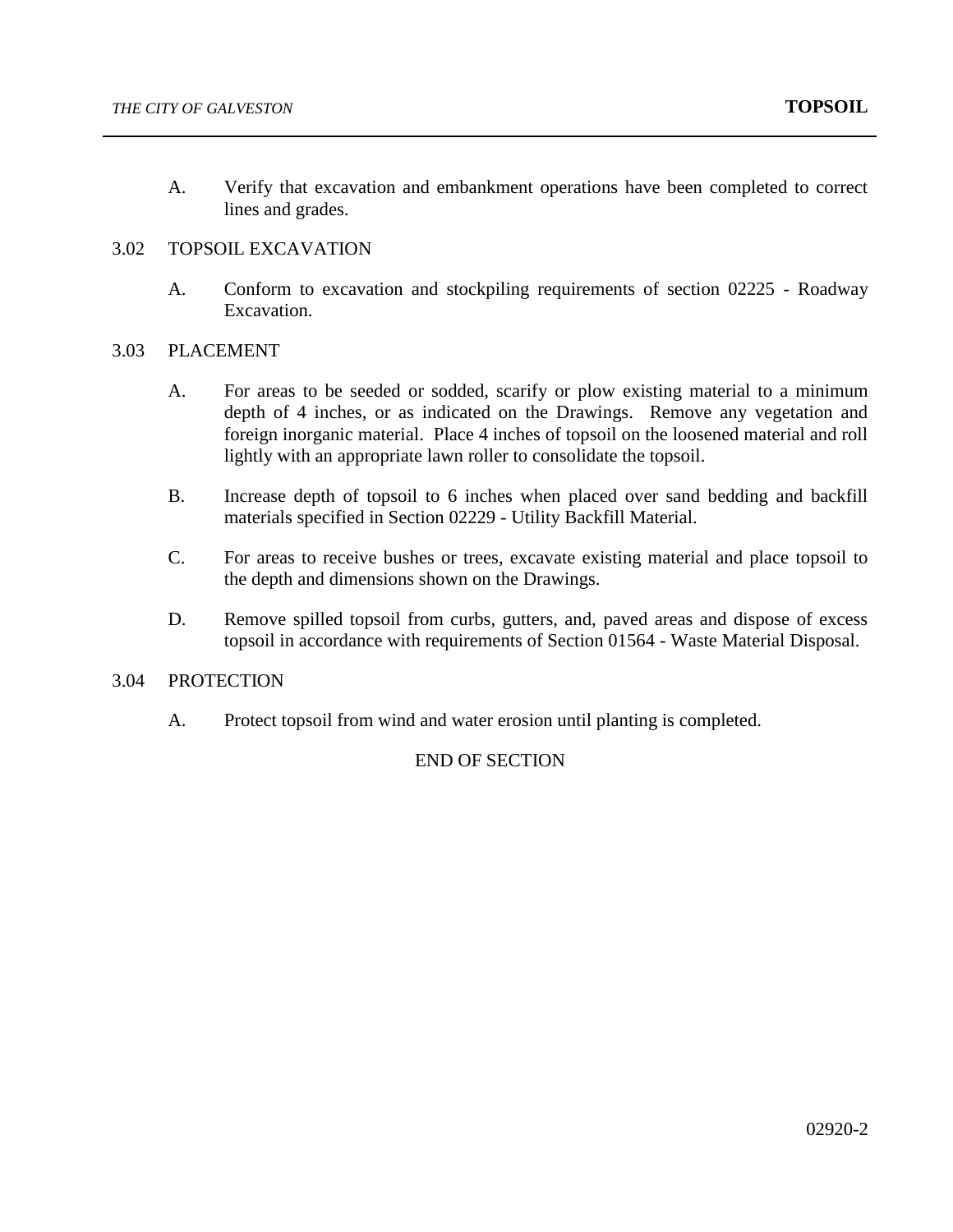A. Verify that excavation and embankment operations have been completed to correct lines and grades.

## 3.02 TOPSOIL EXCAVATION

A. Conform to excavation and stockpiling requirements of section 02225 - Roadway Excavation.

## 3.03 PLACEMENT

A. For areas to be seeded or sodded, scarify or plow existing material to a minimum depth of 4 inches, or as indicated on the Drawings. Remove any vegetation and foreign inorganic material. Place 4 inches of topsoil on the loosened material and roll lightly with an appropriate lawn roller to consolidate the topsoil.

B. Increase depth of topsoil to 6 inches when placed over sand bedding and backfill materials specified in Section 02229 - Utility Backfill Material.

C. For areas to receive bushes or trees, excavate existing material and place topsoil to the depth and dimensions shown on the Drawings.

D. Remove spilled topsoil from curbs, gutters, and, paved areas and dispose of excess topsoil in accordance with requirements of Section 01564 - Waste Material Disposal.

## 3.04 PROTECTION

A. Protect topsoil from wind and water erosion until planting is completed.

END OF SECTION